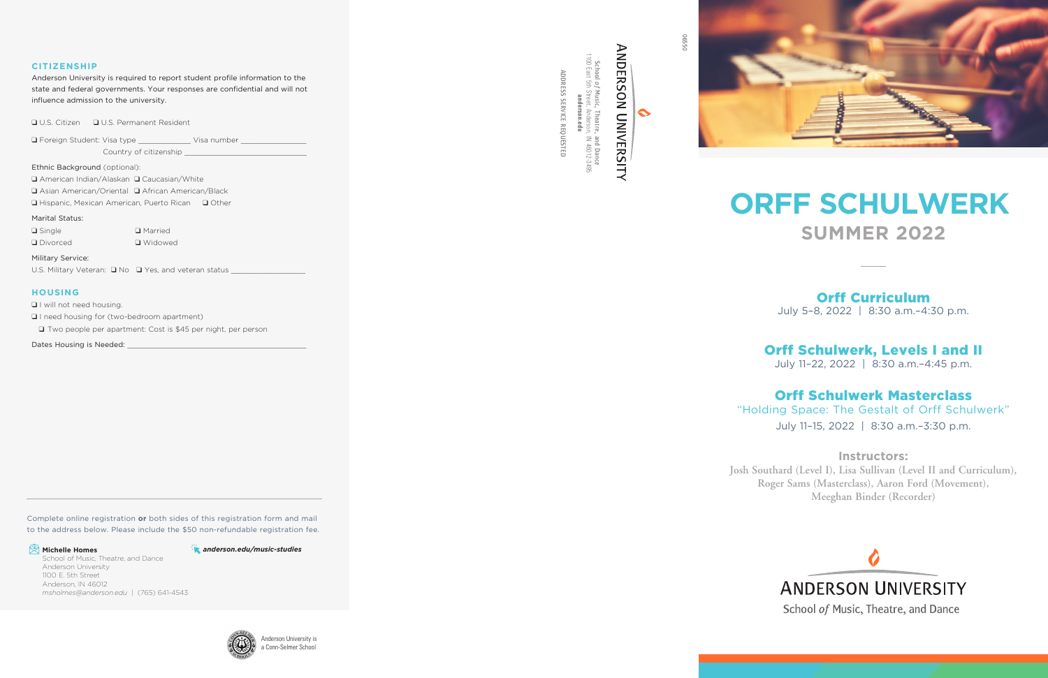## CITIZENSHIP

Anderson University is required to report student profile information to the state and federal governments. Your responses are confidential and will not influence admission to the university.

❑ U.S. Citizen ❑ U.S. Permanent Resident

❑ Foreign Student: Visa type ____________ Visa number ______________

Country of citizenship ______________________________

Ethnic Background (optional):

❑ American Indian/Alaskan ❑ Caucasian/White

❑ Asian American/Oriental ❑ African American/Black

❑ Hispanic, Mexican American, Puerto Rican ❑ Other

Marital Status:

❑ Single ❑ Married

❑ Divorced ❑ Widowed

Military Service:

U.S. Military Veteran: ❑ No ❑ Yes, and veteran status ________________

## HOUSING

❑ I will not need housing.

❑ I need housing for (two-bedroom apartment)

❑ Two people per apartment: Cost is $45 per night, per person

Dates Housing is Needed: ______________________________________

Complete online registration **or** both sides of this registration form and mail to the address below. Please include the $50 non-refundable registration fee.

**Michelle Homes**
School of Music, Theatre, and Dance
Anderson University
1100 E. 5th Street
Anderson, IN 46012
*msholmes@anderson.edu* | (765) 641-4543

***anderson.edu/music-studies***

Anderson University is a Conn-Selmer School

06550

ANDERSON UNIVERSITY
School of Music, Theatre, and Dance
1100 East 5th Street, Anderson, IN 46012-3495
**anderson.edu**

ADDRESS SERVICE REQUESTED

# ORFF SCHULWERK

## SUMMER 2022

### Orff Curriculum

July 5–8, 2022 | 8:30 a.m.–4:30 p.m.

### Orff Schulwerk, Levels I and II

July 11–22, 2022 | 8:30 a.m.–4:45 p.m.

### Orff Schulwerk Masterclass

"Holding Space: The Gestalt of Orff Schulwerk"

July 11–15, 2022 | 8:30 a.m.–3:30 p.m.

**Instructors:**

Josh Southard (Level I), Lisa Sullivan (Level II and Curriculum), Roger Sams (Masterclass), Aaron Ford (Movement), Meeghan Binder (Recorder)

ANDERSON UNIVERSITY
School *of* Music, Theatre, and Dance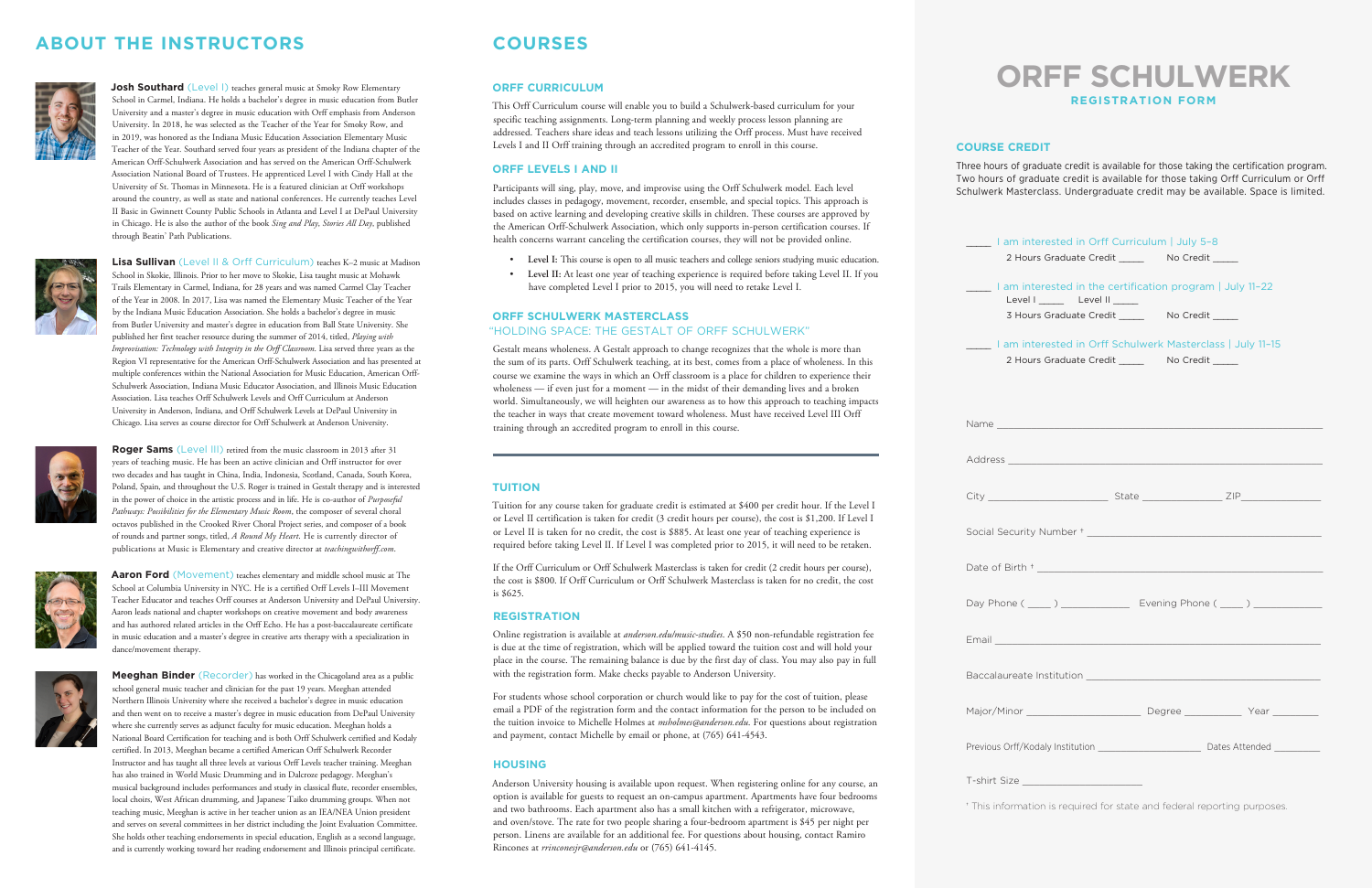## ABOUT THE INSTRUCTORS

**Josh Southard** (Level I) teaches general music at Smoky Row Elementary School in Carmel, Indiana. He holds a bachelor's degree in music education from Butler University and a master's degree in music education with Orff emphasis from Anderson University. In 2018, he was selected as the Teacher of the Year for Smoky Row, and in 2019, was honored as the Indiana Music Education Association Elementary Music Teacher of the Year. Southard served four years as president of the Indiana chapter of the American Orff-Schulwerk Association and has served on the American Orff-Schulwerk Association National Board of Trustees. He apprenticed Level I with Cindy Hall at the University of St. Thomas in Minnesota. He is a featured clinician at Orff workshops around the country, as well as state and national conferences. He currently teaches Level II Basic in Gwinnett County Public Schools in Atlanta and Level I at DePaul University in Chicago. He is also the author of the book *Sing and Play, Stories All Day*, published through Beatin' Path Publications.

**Lisa Sullivan** (Level II & Orff Curriculum) teaches K–2 music at Madison School in Skokie, Illinois. Prior to her move to Skokie, Lisa taught music at Mohawk Trails Elementary in Carmel, Indiana, for 28 years and was named Carmel Clay Teacher of the Year in 2008. In 2017, Lisa was named the Elementary Music Teacher of the Year by the Indiana Music Education Association. She holds a bachelor's degree in music from Butler University and master's degree in education from Ball State University. She published her first teacher resource during the summer of 2014, titled, *Playing with Improvisation: Technology with Integrity in the Orff Classroom.* Lisa served three years as the Region VI representative for the American Orff-Schulwerk Association and has presented at multiple conferences within the National Association for Music Education, American Orff-Schulwerk Association, Indiana Music Educator Association, and Illinois Music Education Association. Lisa teaches Orff Schulwerk Levels and Orff Curriculum at Anderson University in Anderson, Indiana, and Orff Schulwerk Levels at DePaul University in Chicago. Lisa serves as course director for Orff Schulwerk at Anderson University.

**Roger Sams** (Level III) retired from the music classroom in 2013 after 31 years of teaching music. He has been an active clinician and Orff instructor for over two decades and has taught in China, India, Indonesia, Scotland, Canada, South Korea, Poland, Spain, and throughout the U.S. Roger is trained in Gestalt therapy and is interested in the power of choice in the artistic process and in life. He is co-author of *Purposeful Pathways: Possibilities for the Elementary Music Room*, the composer of several choral octavos published in the Crooked River Choral Project series, and composer of a book of rounds and partner songs, titled, *A Round My Heart*. He is currently director of publications at Music is Elementary and creative director at *teachingwithorff.com*.

**Aaron Ford** (Movement) teaches elementary and middle school music at The School at Columbia University in NYC. He is a certified Orff Levels I–III Movement Teacher Educator and teaches Orff courses at Anderson University and DePaul University. Aaron leads national and chapter workshops on creative movement and body awareness and has authored related articles in the Orff Echo. He has a post-baccalaureate certificate in music education and a master's degree in creative arts therapy with a specialization in dance/movement therapy.

**Meeghan Binder** (Recorder) has worked in the Chicagoland area as a public school general music teacher and clinician for the past 19 years. Meeghan attended Northern Illinois University where she received a bachelor's degree in music education and then went on to receive a master's degree in music education from DePaul University where she currently serves as adjunct faculty for music education. Meeghan holds a National Board Certification for teaching and is both Orff Schulwerk certified and Kodaly certified. In 2013, Meeghan became a certified American Orff Schulwerk Recorder Instructor and has taught all three levels at various Orff Levels teacher training. Meeghan has also trained in World Music Drumming and in Dalcroze pedagogy. Meeghan's musical background includes performances and study in classical flute, recorder ensembles, local choirs, West African drumming, and Japanese Taiko drumming groups. When not teaching music, Meeghan is active in her teacher union as an IEA/NEA Union president and serves on several committees in her district including the Joint Evaluation Committee. She holds other teaching endorsements in special education, English as a second language, and is currently working toward her reading endorsement and Illinois principal certificate.

## COURSES

### ORFF CURRICULUM

This Orff Curriculum course will enable you to build a Schulwerk-based curriculum for your specific teaching assignments. Long-term planning and weekly process lesson planning are addressed. Teachers share ideas and teach lessons utilizing the Orff process. Must have received Levels I and II Orff training through an accredited program to enroll in this course.

### ORFF LEVELS I AND II

Participants will sing, play, move, and improvise using the Orff Schulwerk model. Each level includes classes in pedagogy, movement, recorder, ensemble, and special topics. This approach is based on active learning and developing creative skills in children. These courses are approved by the American Orff-Schulwerk Association, which only supports in-person certification courses. If health concerns warrant canceling the certification courses, they will not be provided online.

- **Level I:** This course is open to all music teachers and college seniors studying music education.
- **Level II:** At least one year of teaching experience is required before taking Level II. If you have completed Level I prior to 2015, you will need to retake Level I.

### ORFF SCHULWERK MASTERCLASS
"HOLDING SPACE: THE GESTALT OF ORFF SCHULWERK"

Gestalt means wholeness. A Gestalt approach to change recognizes that the whole is more than the sum of its parts. Orff Schulwerk teaching, at its best, comes from a place of wholeness. In this course we examine the ways in which an Orff classroom is a place for children to experience their wholeness — if even just for a moment — in the midst of their demanding lives and a broken world. Simultaneously, we will heighten our awareness as to how this approach to teaching impacts the teacher in ways that create movement toward wholeness. Must have received Level III Orff training through an accredited program to enroll in this course.

### TUITION

Tuition for any course taken for graduate credit is estimated at $400 per credit hour. If the Level I or Level II certification is taken for credit (3 credit hours per course), the cost is $1,200. If Level I or Level II is taken for no credit, the cost is $885. At least one year of teaching experience is required before taking Level II. If Level I was completed prior to 2015, it will need to be retaken.

If the Orff Curriculum or Orff Schulwerk Masterclass is taken for credit (2 credit hours per course), the cost is $800. If Orff Curriculum or Orff Schulwerk Masterclass is taken for no credit, the cost is $625.

### REGISTRATION

Online registration is available at *anderson.edu/music-studies*. A $50 non-refundable registration fee is due at the time of registration, which will be applied toward the tuition cost and will hold your place in the course. The remaining balance is due by the first day of class. You may also pay in full with the registration form. Make checks payable to Anderson University.

For students whose school corporation or church would like to pay for the cost of tuition, please email a PDF of the registration form and the contact information for the person to be included on the tuition invoice to Michelle Holmes at *mholmes@anderson.edu*. For questions about registration and payment, contact Michelle by email or phone, at (765) 641-4543.

### HOUSING

Anderson University housing is available upon request. When registering online for any course, an option is available for guests to request an on-campus apartment. Apartments have four bedrooms and two bathrooms. Each apartment also has a small kitchen with a refrigerator, microwave, and oven/stove. The rate for two people sharing a four-bedroom apartment is $45 per night per person. Linens are available for an additional fee. For questions about housing, contact Ramiro Rincones at *rrinconesjr@anderson.edu* or (765) 641-4145.

# ORFF SCHULWERK
## REGISTRATION FORM

### COURSE CREDIT

Three hours of graduate credit is available for those taking the certification program. Two hours of graduate credit is available for those taking Orff Curriculum or Orff Schulwerk Masterclass. Undergraduate credit may be available. Space is limited.

_____ I am interested in Orff Curriculum | July 5–8
2 Hours Graduate Credit _____ No Credit _____

_____ I am interested in the certification program | July 11–22
Level I _____ Level II _____
3 Hours Graduate Credit _____ No Credit _____

_____ I am interested in Orff Schulwerk Masterclass | July 11–15
2 Hours Graduate Credit _____ No Credit _____

Name ____________________

Address ____________________

City ____________ State ____________ ZIP ____________

Social Security Number † ____________________

Date of Birth † ____________________

Day Phone ( ____ ) ____________ Evening Phone ( ____ ) ____________

Email ____________________

Baccalaureate Institution ____________________

Major/Minor ____________ Degree ____________ Year ____________

Previous Orff/Kodaly Institution ____________ Dates Attended ____________

T-shirt Size ____________

† This information is required for state and federal reporting purposes.